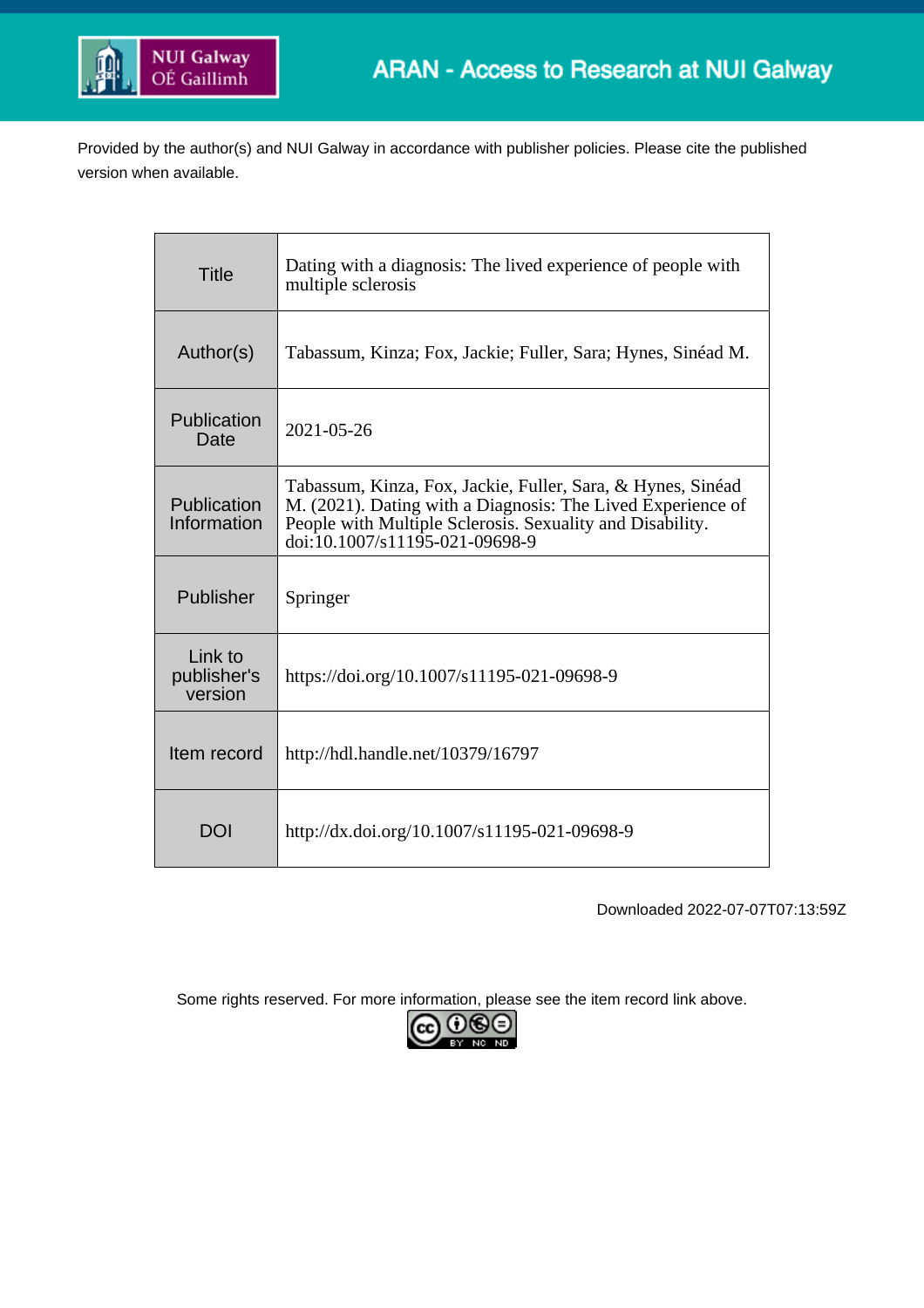Provided by the author(s) and NUI Galway in accordance with publisher policies. Please cite the published version when available.

| | |
|---|---|
| Title | Dating with a diagnosis: The lived experience of people with multiple sclerosis |
| Author(s) | Tabassum, Kinza; Fox, Jackie; Fuller, Sara; Hynes, Sinéad M. |
| Publication Date | 2021-05-26 |
| Publication Information | Tabassum, Kinza, Fox, Jackie, Fuller, Sara, & Hynes, Sinéad M. (2021). Dating with a Diagnosis: The Lived Experience of People with Multiple Sclerosis. Sexuality and Disability. doi:10.1007/s11195-021-09698-9 |
| Publisher | Springer |
| Link to publisher's version | https://doi.org/10.1007/s11195-021-09698-9 |
| Item record | http://hdl.handle.net/10379/16797 |
| DOI | http://dx.doi.org/10.1007/s11195-021-09698-9 |

Downloaded 2022-07-07T07:13:59Z

Some rights reserved. For more information, please see the item record link above.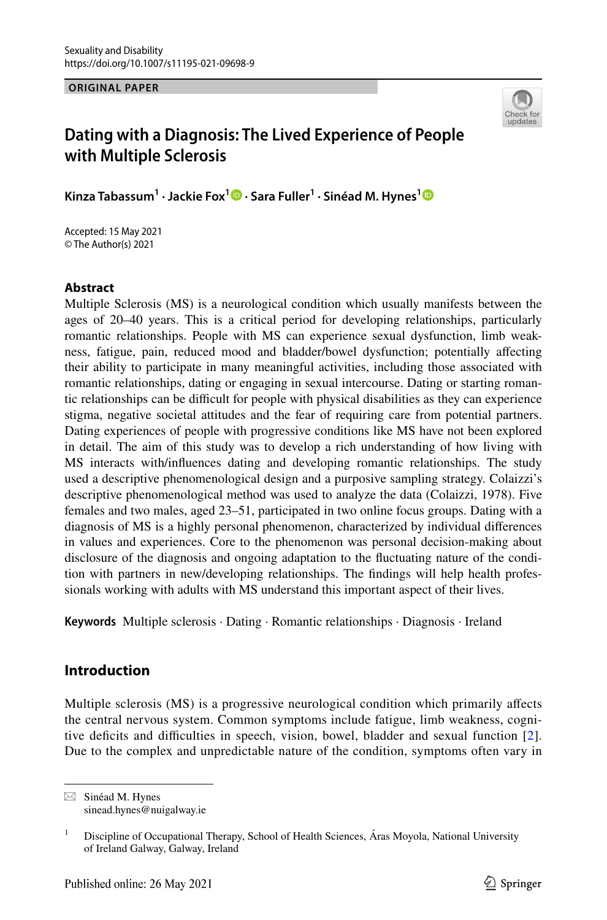ORIGINAL PAPER

# Dating with a Diagnosis: The Lived Experience of People with Multiple Sclerosis

**Kinza Tabassum[1] · Jackie Fox[1] · Sara Fuller[1] · Sinéad M. Hynes[1]**

Accepted: 15 May 2021
© The Author(s) 2021

## Abstract

Multiple Sclerosis (MS) is a neurological condition which usually manifests between the ages of 20–40 years. This is a critical period for developing relationships, particularly romantic relationships. People with MS can experience sexual dysfunction, limb weakness, fatigue, pain, reduced mood and bladder/bowel dysfunction; potentially affecting their ability to participate in many meaningful activities, including those associated with romantic relationships, dating or engaging in sexual intercourse. Dating or starting romantic relationships can be difficult for people with physical disabilities as they can experience stigma, negative societal attitudes and the fear of requiring care from potential partners. Dating experiences of people with progressive conditions like MS have not been explored in detail. The aim of this study was to develop a rich understanding of how living with MS interacts with/influences dating and developing romantic relationships. The study used a descriptive phenomenological design and a purposive sampling strategy. Colaizzi's descriptive phenomenological method was used to analyze the data (Colaizzi, 1978). Five females and two males, aged 23–51, participated in two online focus groups. Dating with a diagnosis of MS is a highly personal phenomenon, characterized by individual differences in values and experiences. Core to the phenomenon was personal decision-making about disclosure of the diagnosis and ongoing adaptation to the fluctuating nature of the condition with partners in new/developing relationships. The findings will help health professionals working with adults with MS understand this important aspect of their lives.

**Keywords** Multiple sclerosis · Dating · Romantic relationships · Diagnosis · Ireland

## Introduction

Multiple sclerosis (MS) is a progressive neurological condition which primarily affects the central nervous system. Common symptoms include fatigue, limb weakness, cognitive deficits and difficulties in speech, vision, bowel, bladder and sexual function [2]. Due to the complex and unpredictable nature of the condition, symptoms often vary in

---

✉ Sinéad M. Hynes
sinead.hynes@nuigalway.ie

[1] Discipline of Occupational Therapy, School of Health Sciences, Áras Moyola, National University of Ireland Galway, Galway, Ireland

Published online: 26 May 2021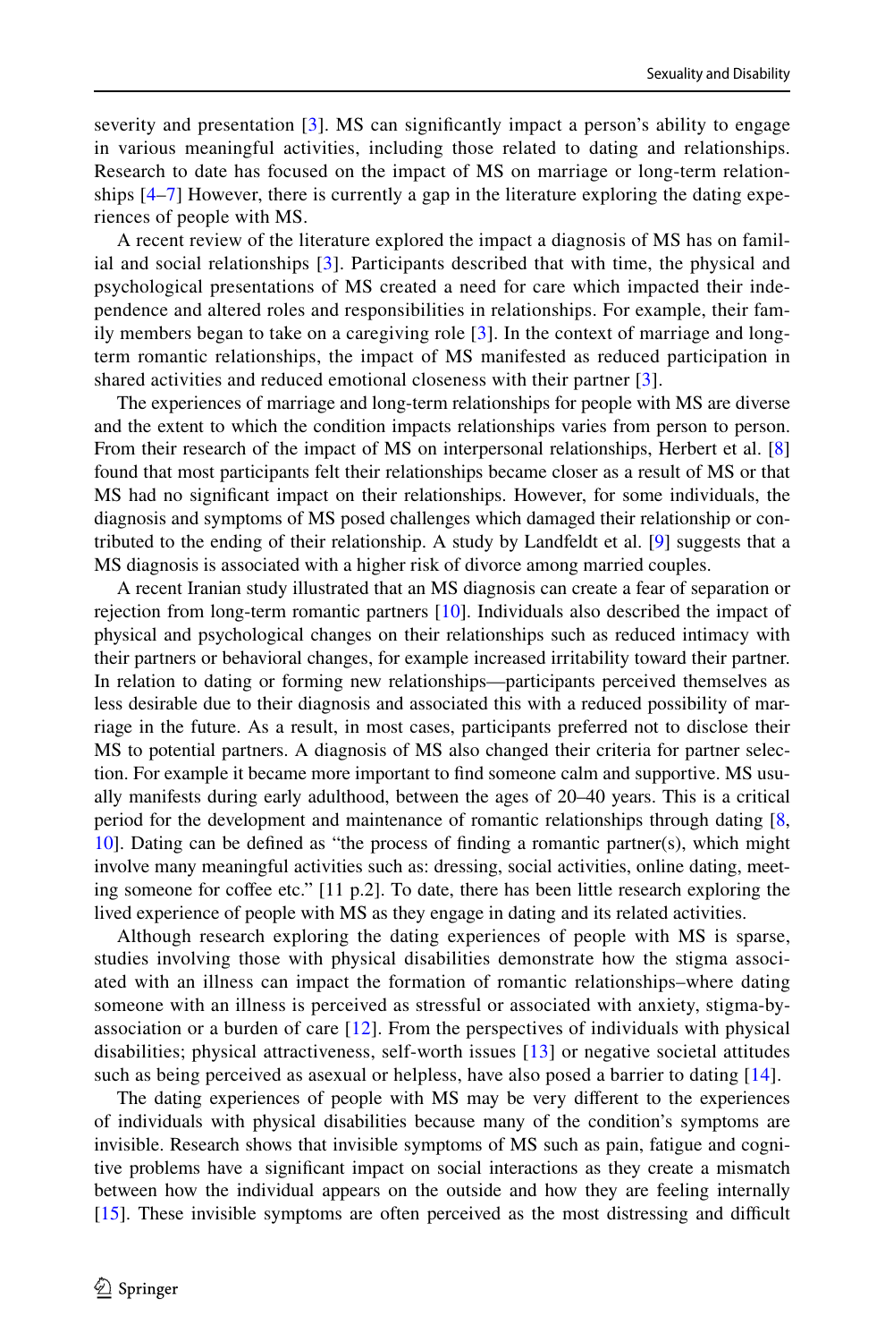severity and presentation [3]. MS can significantly impact a person's ability to engage in various meaningful activities, including those related to dating and relationships. Research to date has focused on the impact of MS on marriage or long-term relationships [4–7] However, there is currently a gap in the literature exploring the dating experiences of people with MS.

A recent review of the literature explored the impact a diagnosis of MS has on familial and social relationships [3]. Participants described that with time, the physical and psychological presentations of MS created a need for care which impacted their independence and altered roles and responsibilities in relationships. For example, their family members began to take on a caregiving role [3]. In the context of marriage and long-term romantic relationships, the impact of MS manifested as reduced participation in shared activities and reduced emotional closeness with their partner [3].

The experiences of marriage and long-term relationships for people with MS are diverse and the extent to which the condition impacts relationships varies from person to person. From their research of the impact of MS on interpersonal relationships, Herbert et al. [8] found that most participants felt their relationships became closer as a result of MS or that MS had no significant impact on their relationships. However, for some individuals, the diagnosis and symptoms of MS posed challenges which damaged their relationship or contributed to the ending of their relationship. A study by Landfeldt et al. [9] suggests that a MS diagnosis is associated with a higher risk of divorce among married couples.

A recent Iranian study illustrated that an MS diagnosis can create a fear of separation or rejection from long-term romantic partners [10]. Individuals also described the impact of physical and psychological changes on their relationships such as reduced intimacy with their partners or behavioral changes, for example increased irritability toward their partner. In relation to dating or forming new relationships—participants perceived themselves as less desirable due to their diagnosis and associated this with a reduced possibility of marriage in the future. As a result, in most cases, participants preferred not to disclose their MS to potential partners. A diagnosis of MS also changed their criteria for partner selection. For example it became more important to find someone calm and supportive. MS usually manifests during early adulthood, between the ages of 20–40 years. This is a critical period for the development and maintenance of romantic relationships through dating [8, 10]. Dating can be defined as "the process of finding a romantic partner(s), which might involve many meaningful activities such as: dressing, social activities, online dating, meeting someone for coffee etc." [11 p.2]. To date, there has been little research exploring the lived experience of people with MS as they engage in dating and its related activities.

Although research exploring the dating experiences of people with MS is sparse, studies involving those with physical disabilities demonstrate how the stigma associated with an illness can impact the formation of romantic relationships–where dating someone with an illness is perceived as stressful or associated with anxiety, stigma-by-association or a burden of care [12]. From the perspectives of individuals with physical disabilities; physical attractiveness, self-worth issues [13] or negative societal attitudes such as being perceived as asexual or helpless, have also posed a barrier to dating [14].

The dating experiences of people with MS may be very different to the experiences of individuals with physical disabilities because many of the condition's symptoms are invisible. Research shows that invisible symptoms of MS such as pain, fatigue and cognitive problems have a significant impact on social interactions as they create a mismatch between how the individual appears on the outside and how they are feeling internally [15]. These invisible symptoms are often perceived as the most distressing and difficult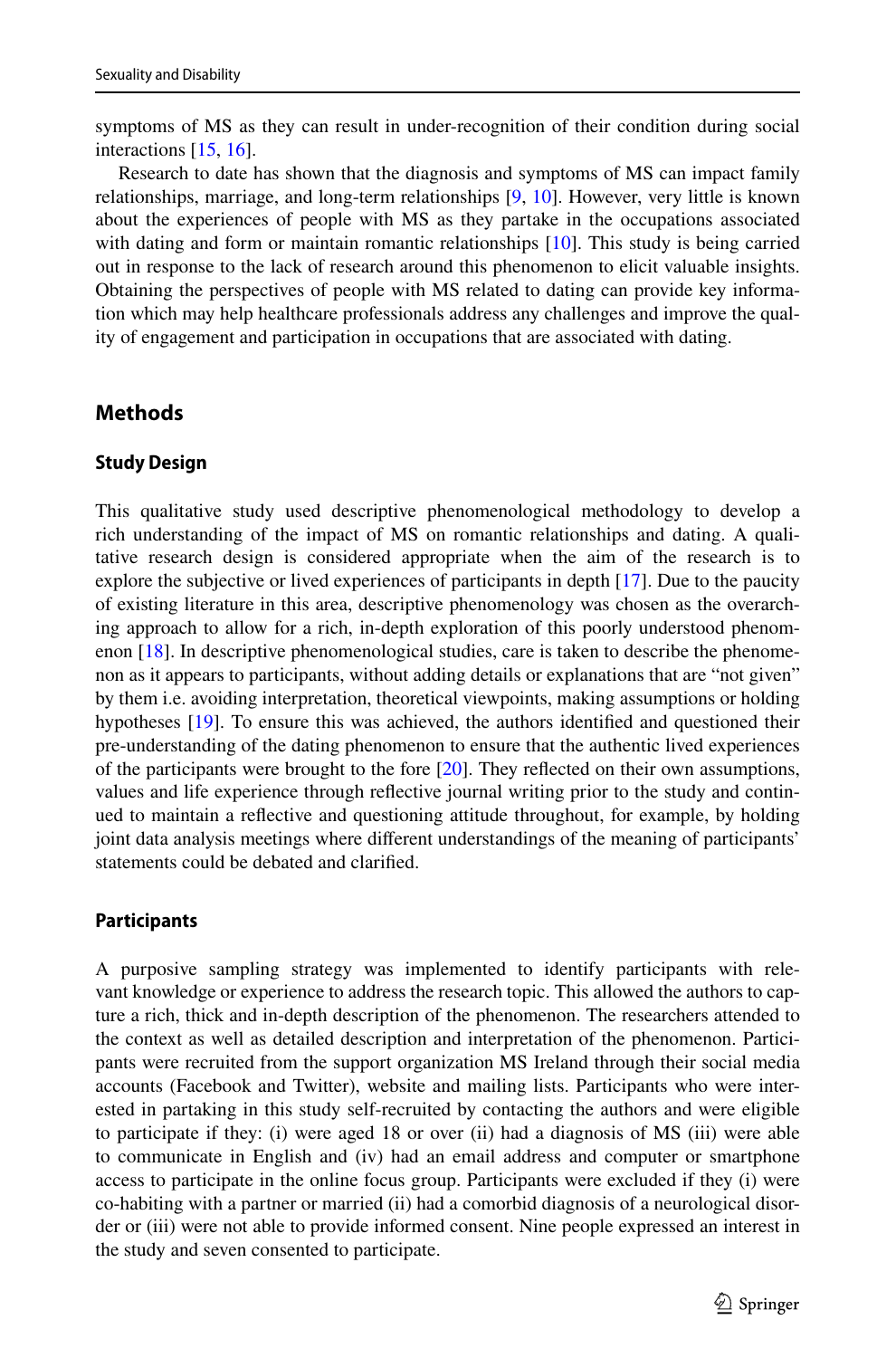symptoms of MS as they can result in under-recognition of their condition during social interactions [15, 16].

Research to date has shown that the diagnosis and symptoms of MS can impact family relationships, marriage, and long-term relationships [9, 10]. However, very little is known about the experiences of people with MS as they partake in the occupations associated with dating and form or maintain romantic relationships [10]. This study is being carried out in response to the lack of research around this phenomenon to elicit valuable insights. Obtaining the perspectives of people with MS related to dating can provide key information which may help healthcare professionals address any challenges and improve the quality of engagement and participation in occupations that are associated with dating.

## Methods

### Study Design

This qualitative study used descriptive phenomenological methodology to develop a rich understanding of the impact of MS on romantic relationships and dating. A qualitative research design is considered appropriate when the aim of the research is to explore the subjective or lived experiences of participants in depth [17]. Due to the paucity of existing literature in this area, descriptive phenomenology was chosen as the overarching approach to allow for a rich, in-depth exploration of this poorly understood phenomenon [18]. In descriptive phenomenological studies, care is taken to describe the phenomenon as it appears to participants, without adding details or explanations that are "not given" by them i.e. avoiding interpretation, theoretical viewpoints, making assumptions or holding hypotheses [19]. To ensure this was achieved, the authors identified and questioned their pre-understanding of the dating phenomenon to ensure that the authentic lived experiences of the participants were brought to the fore [20]. They reflected on their own assumptions, values and life experience through reflective journal writing prior to the study and continued to maintain a reflective and questioning attitude throughout, for example, by holding joint data analysis meetings where different understandings of the meaning of participants' statements could be debated and clarified.

### Participants

A purposive sampling strategy was implemented to identify participants with relevant knowledge or experience to address the research topic. This allowed the authors to capture a rich, thick and in-depth description of the phenomenon. The researchers attended to the context as well as detailed description and interpretation of the phenomenon. Participants were recruited from the support organization MS Ireland through their social media accounts (Facebook and Twitter), website and mailing lists. Participants who were interested in partaking in this study self-recruited by contacting the authors and were eligible to participate if they: (i) were aged 18 or over (ii) had a diagnosis of MS (iii) were able to communicate in English and (iv) had an email address and computer or smartphone access to participate in the online focus group. Participants were excluded if they (i) were co-habiting with a partner or married (ii) had a comorbid diagnosis of a neurological disorder or (iii) were not able to provide informed consent. Nine people expressed an interest in the study and seven consented to participate.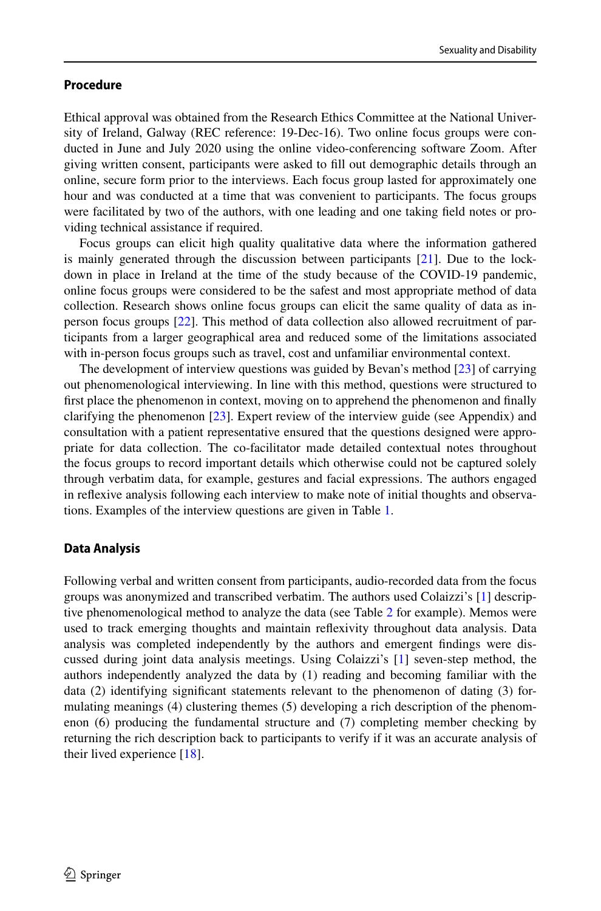### Procedure

Ethical approval was obtained from the Research Ethics Committee at the National University of Ireland, Galway (REC reference: 19-Dec-16). Two online focus groups were conducted in June and July 2020 using the online video-conferencing software Zoom. After giving written consent, participants were asked to fill out demographic details through an online, secure form prior to the interviews. Each focus group lasted for approximately one hour and was conducted at a time that was convenient to participants. The focus groups were facilitated by two of the authors, with one leading and one taking field notes or providing technical assistance if required.

Focus groups can elicit high quality qualitative data where the information gathered is mainly generated through the discussion between participants [21]. Due to the lockdown in place in Ireland at the time of the study because of the COVID-19 pandemic, online focus groups were considered to be the safest and most appropriate method of data collection. Research shows online focus groups can elicit the same quality of data as in-person focus groups [22]. This method of data collection also allowed recruitment of participants from a larger geographical area and reduced some of the limitations associated with in-person focus groups such as travel, cost and unfamiliar environmental context.

The development of interview questions was guided by Bevan's method [23] of carrying out phenomenological interviewing. In line with this method, questions were structured to first place the phenomenon in context, moving on to apprehend the phenomenon and finally clarifying the phenomenon [23]. Expert review of the interview guide (see Appendix) and consultation with a patient representative ensured that the questions designed were appropriate for data collection. The co-facilitator made detailed contextual notes throughout the focus groups to record important details which otherwise could not be captured solely through verbatim data, for example, gestures and facial expressions. The authors engaged in reflexive analysis following each interview to make note of initial thoughts and observations. Examples of the interview questions are given in Table 1.

### Data Analysis

Following verbal and written consent from participants, audio-recorded data from the focus groups was anonymized and transcribed verbatim. The authors used Colaizzi's [1] descriptive phenomenological method to analyze the data (see Table 2 for example). Memos were used to track emerging thoughts and maintain reflexivity throughout data analysis. Data analysis was completed independently by the authors and emergent findings were discussed during joint data analysis meetings. Using Colaizzi's [1] seven-step method, the authors independently analyzed the data by (1) reading and becoming familiar with the data (2) identifying significant statements relevant to the phenomenon of dating (3) formulating meanings (4) clustering themes (5) developing a rich description of the phenomenon (6) producing the fundamental structure and (7) completing member checking by returning the rich description back to participants to verify if it was an accurate analysis of their lived experience [18].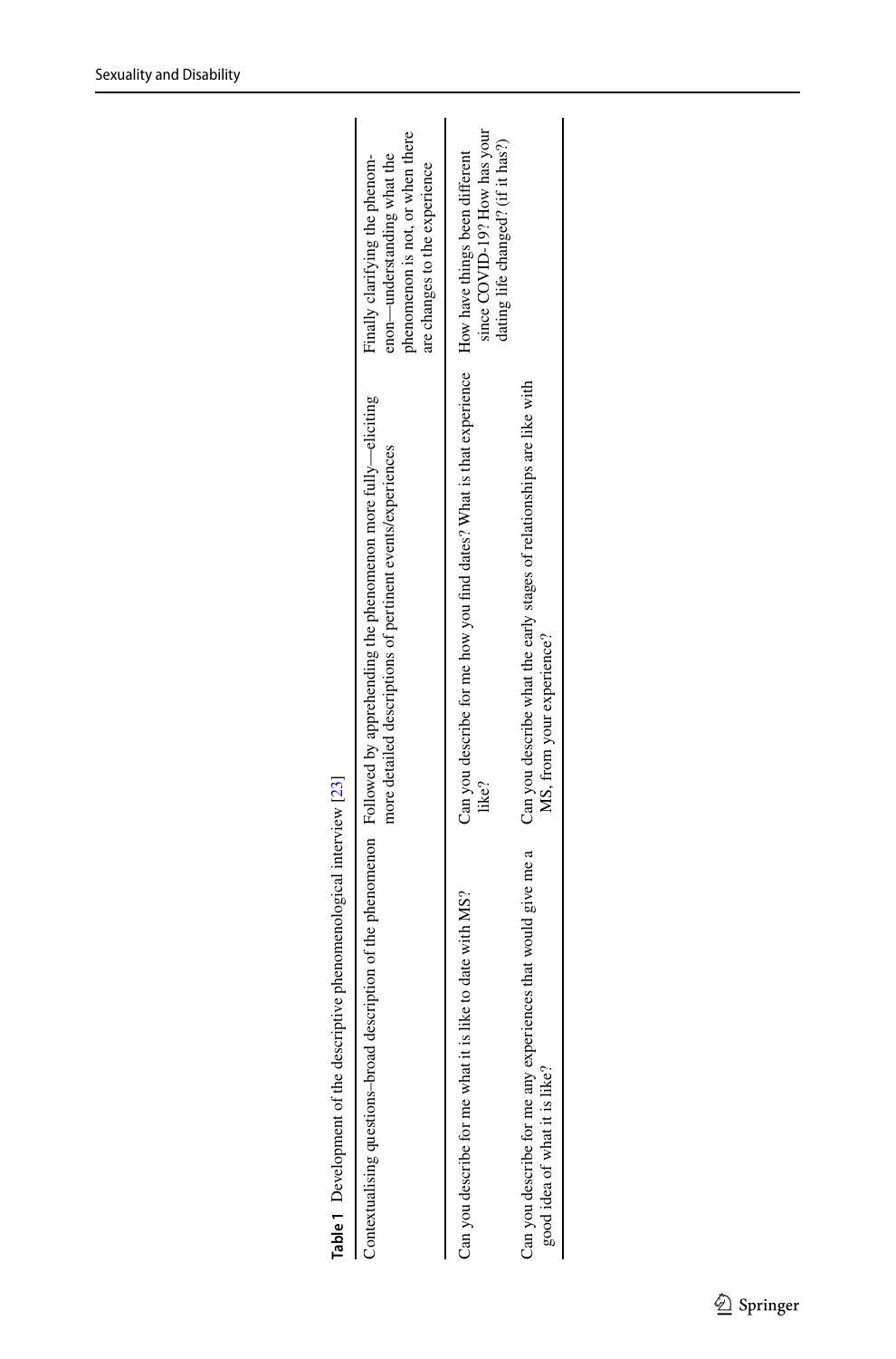**Table 1** Development of the descriptive phenomenological interview [23]

| Contextualising questions–broad description of the phenomenon | Followed by apprehending the phenomenon more fully—eliciting more detailed descriptions of pertinent events/experiences | Finally clarifying the phenomenon—understanding what the phenomenon is not, or when there are changes to the experience |
|---|---|---|
| Can you describe for me what it is like to date with MS? | Can you describe for me how you find dates? What is that experience like? | How have things been different since COVID-19? How has your dating life changed? (if it has?) |
| Can you describe for me any experiences that would give me a good idea of what it is like? | Can you describe what the early stages of relationships are like with MS, from your experience? | |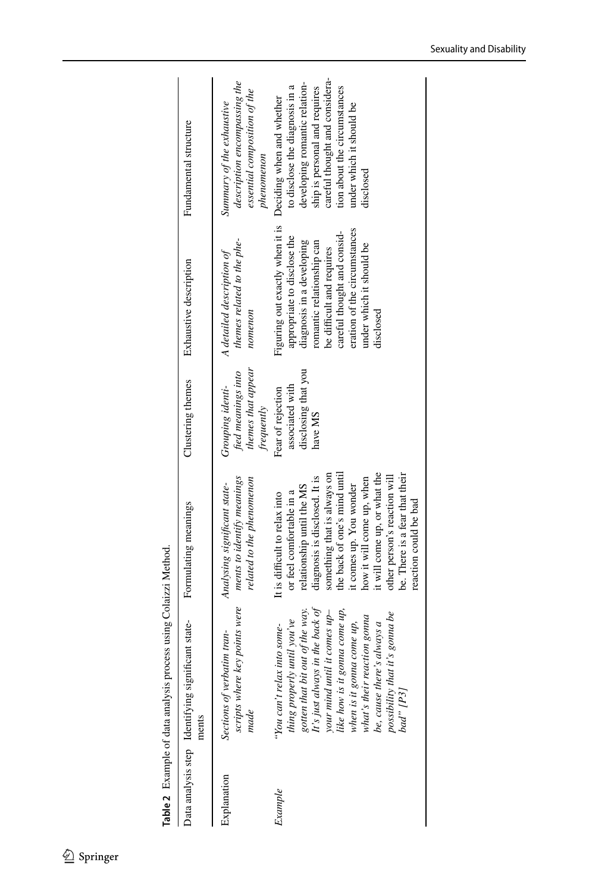**Table 2** Example of data analysis process using Colaizzi Method.

| Data analysis step | Identifying significant statements | Formulating meanings | Clustering themes | Exhaustive description | Fundamental structure |
|---|---|---|---|---|---|
| Explanation | *Sections of verbatim transcripts where key points were made* | *Analysing significant statements to identify meanings related to the phenomenon* | *Grouping identified meanings into themes that appear frequently* | *A detailed description of themes related to the phenomenon* | *Summary of the exhaustive description encompassing the essential composition of the phenomenon* |
| *Example* | *"You can't relax into something properly until you've gotten that bit out of the way. It's just always in the back of your mind until it comes up– like how is it gonna come up, when is it gonna come up, what's their reaction gonna be, cause there's always a possibility that it's gonna be bad" [P3]* | It is difficult to relax into or feel comfortable in a relationship until the MS diagnosis is disclosed. It is something that is always on the back of one's mind until it comes up. You wonder how it will come up, when it will come up, or what the other person's reaction will be. There is a fear that their reaction could be bad | Fear of rejection associated with disclosing that you have MS | Figuring out exactly when it is appropriate to disclose the diagnosis in a developing romantic relationship can be difficult and requires careful thought and consideration of the circumstances under which it should be disclosed | Deciding when and whether to disclose the diagnosis in a developing romantic relationship is personal and requires careful thought and consideration about the circumstances under which it should be disclosed |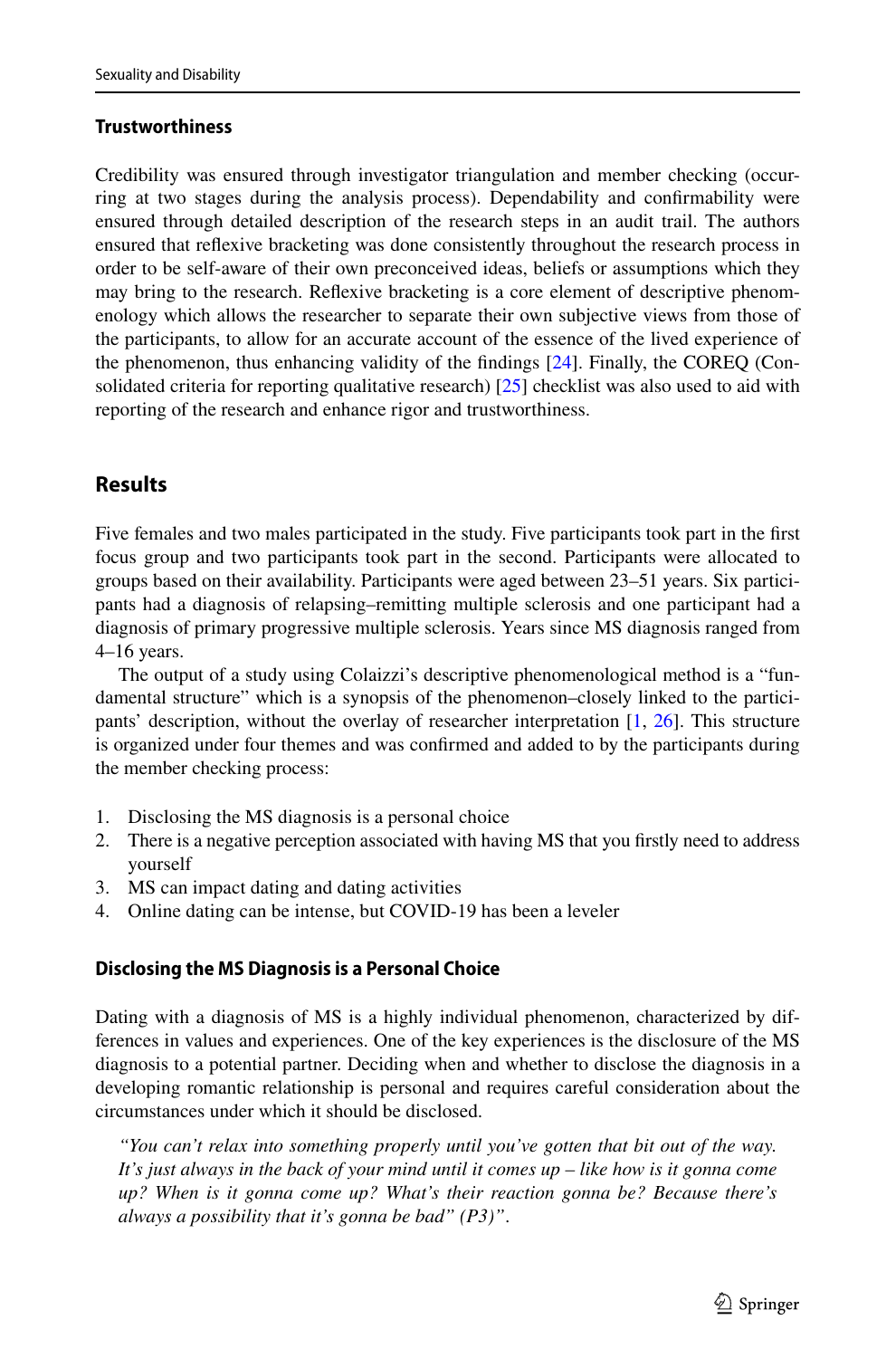### Trustworthiness

Credibility was ensured through investigator triangulation and member checking (occurring at two stages during the analysis process). Dependability and confirmability were ensured through detailed description of the research steps in an audit trail. The authors ensured that reflexive bracketing was done consistently throughout the research process in order to be self-aware of their own preconceived ideas, beliefs or assumptions which they may bring to the research. Reflexive bracketing is a core element of descriptive phenomenology which allows the researcher to separate their own subjective views from those of the participants, to allow for an accurate account of the essence of the lived experience of the phenomenon, thus enhancing validity of the findings [24]. Finally, the COREQ (Consolidated criteria for reporting qualitative research) [25] checklist was also used to aid with reporting of the research and enhance rigor and trustworthiness.

## Results

Five females and two males participated in the study. Five participants took part in the first focus group and two participants took part in the second. Participants were allocated to groups based on their availability. Participants were aged between 23–51 years. Six participants had a diagnosis of relapsing–remitting multiple sclerosis and one participant had a diagnosis of primary progressive multiple sclerosis. Years since MS diagnosis ranged from 4–16 years.

The output of a study using Colaizzi's descriptive phenomenological method is a "fundamental structure" which is a synopsis of the phenomenon–closely linked to the participants' description, without the overlay of researcher interpretation [1, 26]. This structure is organized under four themes and was confirmed and added to by the participants during the member checking process:

1. Disclosing the MS diagnosis is a personal choice
2. There is a negative perception associated with having MS that you firstly need to address yourself
3. MS can impact dating and dating activities
4. Online dating can be intense, but COVID-19 has been a leveler

### Disclosing the MS Diagnosis is a Personal Choice

Dating with a diagnosis of MS is a highly individual phenomenon, characterized by differences in values and experiences. One of the key experiences is the disclosure of the MS diagnosis to a potential partner. Deciding when and whether to disclose the diagnosis in a developing romantic relationship is personal and requires careful consideration about the circumstances under which it should be disclosed.

> *"You can't relax into something properly until you've gotten that bit out of the way. It's just always in the back of your mind until it comes up – like how is it gonna come up? When is it gonna come up? What's their reaction gonna be? Because there's always a possibility that it's gonna be bad" (P3)"*.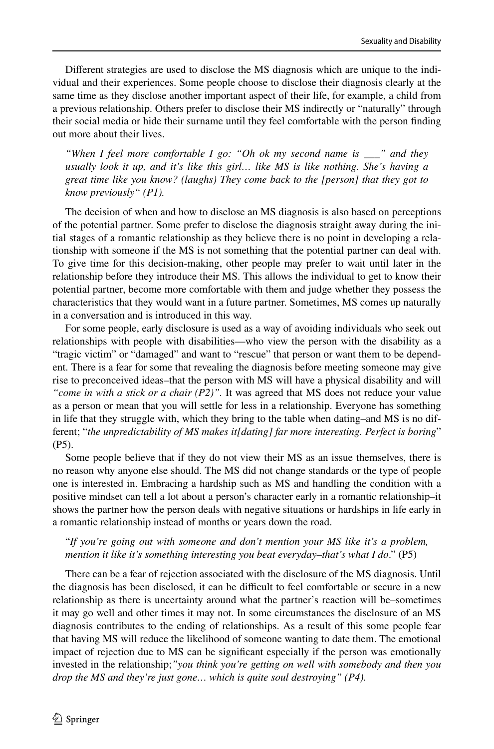Different strategies are used to disclose the MS diagnosis which are unique to the individual and their experiences. Some people choose to disclose their diagnosis clearly at the same time as they disclose another important aspect of their life, for example, a child from a previous relationship. Others prefer to disclose their MS indirectly or "naturally" through their social media or hide their surname until they feel comfortable with the person finding out more about their lives.

> *"When I feel more comfortable I go: "Oh ok my second name is \_\_\_" and they usually look it up, and it's like this girl… like MS is like nothing. She's having a great time like you know? (laughs) They come back to the [person] that they got to know previously" (P1).*

The decision of when and how to disclose an MS diagnosis is also based on perceptions of the potential partner. Some prefer to disclose the diagnosis straight away during the initial stages of a romantic relationship as they believe there is no point in developing a relationship with someone if the MS is not something that the potential partner can deal with. To give time for this decision-making, other people may prefer to wait until later in the relationship before they introduce their MS. This allows the individual to get to know their potential partner, become more comfortable with them and judge whether they possess the characteristics that they would want in a future partner. Sometimes, MS comes up naturally in a conversation and is introduced in this way.

For some people, early disclosure is used as a way of avoiding individuals who seek out relationships with people with disabilities—who view the person with the disability as a "tragic victim" or "damaged" and want to "rescue" that person or want them to be dependent. There is a fear for some that revealing the diagnosis before meeting someone may give rise to preconceived ideas–that the person with MS will have a physical disability and will *"come in with a stick or a chair (P2)".* It was agreed that MS does not reduce your value as a person or mean that you will settle for less in a relationship. Everyone has something in life that they struggle with, which they bring to the table when dating–and MS is no different; "*the unpredictability of MS makes it[dating] far more interesting. Perfect is boring*" (P5).

Some people believe that if they do not view their MS as an issue themselves, there is no reason why anyone else should. The MS did not change standards or the type of people one is interested in. Embracing a hardship such as MS and handling the condition with a positive mindset can tell a lot about a person's character early in a romantic relationship–it shows the partner how the person deals with negative situations or hardships in life early in a romantic relationship instead of months or years down the road.

> "*If you're going out with someone and don't mention your MS like it's a problem, mention it like it's something interesting you beat everyday–that's what I do*." (P5)

There can be a fear of rejection associated with the disclosure of the MS diagnosis. Until the diagnosis has been disclosed, it can be difficult to feel comfortable or secure in a new relationship as there is uncertainty around what the partner's reaction will be–sometimes it may go well and other times it may not. In some circumstances the disclosure of an MS diagnosis contributes to the ending of relationships. As a result of this some people fear that having MS will reduce the likelihood of someone wanting to date them. The emotional impact of rejection due to MS can be significant especially if the person was emotionally invested in the relationship;*"you think you're getting on well with somebody and then you drop the MS and they're just gone… which is quite soul destroying" (P4).*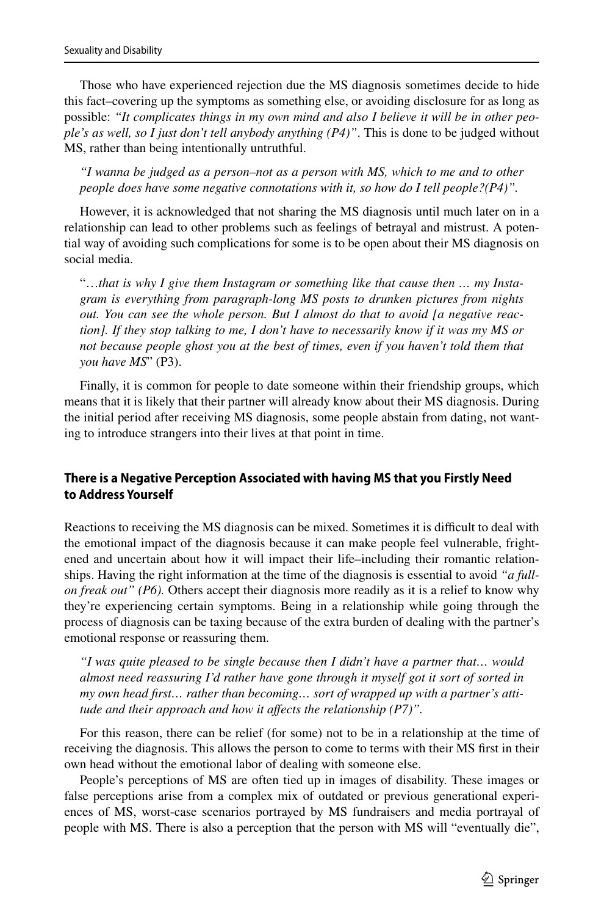Those who have experienced rejection due the MS diagnosis sometimes decide to hide this fact–covering up the symptoms as something else, or avoiding disclosure for as long as possible: *"It complicates things in my own mind and also I believe it will be in other people's as well, so I just don't tell anybody anything (P4)"*. This is done to be judged without MS, rather than being intentionally untruthful.

> *"I wanna be judged as a person–not as a person with MS, which to me and to other people does have some negative connotations with it, so how do I tell people?(P4)".*

However, it is acknowledged that not sharing the MS diagnosis until much later on in a relationship can lead to other problems such as feelings of betrayal and mistrust. A potential way of avoiding such complications for some is to be open about their MS diagnosis on social media.

> "*…that is why I give them Instagram or something like that cause then … my Instagram is everything from paragraph-long MS posts to drunken pictures from nights out. You can see the whole person. But I almost do that to avoid [a negative reaction]. If they stop talking to me, I don't have to necessarily know if it was my MS or not because people ghost you at the best of times, even if you haven't told them that you have MS*" (P3).

Finally, it is common for people to date someone within their friendship groups, which means that it is likely that their partner will already know about their MS diagnosis. During the initial period after receiving MS diagnosis, some people abstain from dating, not wanting to introduce strangers into their lives at that point in time.

#### There is a Negative Perception Associated with having MS that you Firstly Need to Address Yourself

Reactions to receiving the MS diagnosis can be mixed. Sometimes it is difficult to deal with the emotional impact of the diagnosis because it can make people feel vulnerable, frightened and uncertain about how it will impact their life–including their romantic relationships. Having the right information at the time of the diagnosis is essential to avoid *"a full-on freak out" (P6).* Others accept their diagnosis more readily as it is a relief to know why they're experiencing certain symptoms. Being in a relationship while going through the process of diagnosis can be taxing because of the extra burden of dealing with the partner's emotional response or reassuring them.

> *"I was quite pleased to be single because then I didn't have a partner that… would almost need reassuring I'd rather have gone through it myself got it sort of sorted in my own head first… rather than becoming… sort of wrapped up with a partner's attitude and their approach and how it affects the relationship (P7)".*

For this reason, there can be relief (for some) not to be in a relationship at the time of receiving the diagnosis. This allows the person to come to terms with their MS first in their own head without the emotional labor of dealing with someone else.

People's perceptions of MS are often tied up in images of disability. These images or false perceptions arise from a complex mix of outdated or previous generational experiences of MS, worst-case scenarios portrayed by MS fundraisers and media portrayal of people with MS. There is also a perception that the person with MS will "eventually die",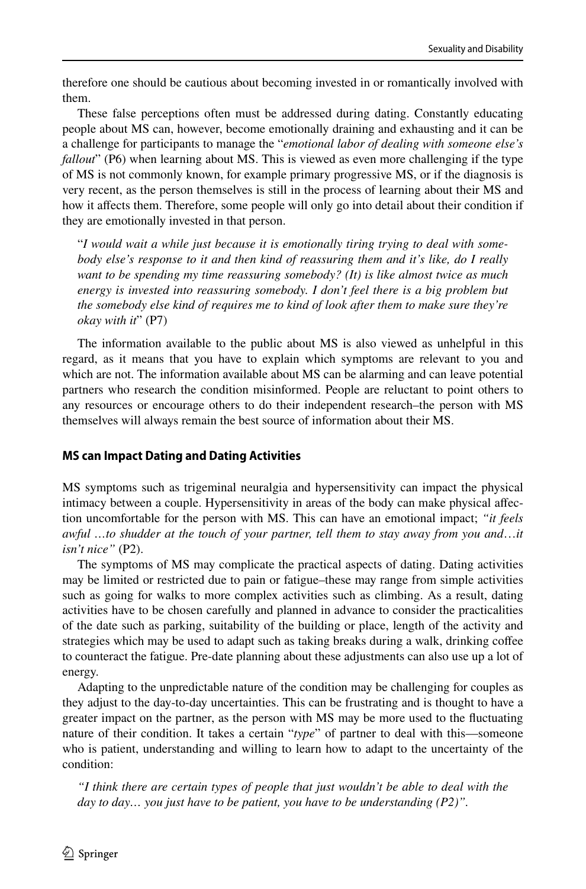therefore one should be cautious about becoming invested in or romantically involved with them.

These false perceptions often must be addressed during dating. Constantly educating people about MS can, however, become emotionally draining and exhausting and it can be a challenge for participants to manage the "*emotional labor of dealing with someone else's fallout*" (P6) when learning about MS. This is viewed as even more challenging if the type of MS is not commonly known, for example primary progressive MS, or if the diagnosis is very recent, as the person themselves is still in the process of learning about their MS and how it affects them. Therefore, some people will only go into detail about their condition if they are emotionally invested in that person.

> "*I would wait a while just because it is emotionally tiring trying to deal with somebody else's response to it and then kind of reassuring them and it's like, do I really want to be spending my time reassuring somebody? (It) is like almost twice as much energy is invested into reassuring somebody. I don't feel there is a big problem but the somebody else kind of requires me to kind of look after them to make sure they're okay with it*" (P7)

The information available to the public about MS is also viewed as unhelpful in this regard, as it means that you have to explain which symptoms are relevant to you and which are not. The information available about MS can be alarming and can leave potential partners who research the condition misinformed. People are reluctant to point others to any resources or encourage others to do their independent research–the person with MS themselves will always remain the best source of information about their MS.

#### MS can Impact Dating and Dating Activities

MS symptoms such as trigeminal neuralgia and hypersensitivity can impact the physical intimacy between a couple. Hypersensitivity in areas of the body can make physical affection uncomfortable for the person with MS. This can have an emotional impact; *"it feels awful …to shudder at the touch of your partner, tell them to stay away from you and…it isn't nice"* (P2).

The symptoms of MS may complicate the practical aspects of dating. Dating activities may be limited or restricted due to pain or fatigue–these may range from simple activities such as going for walks to more complex activities such as climbing. As a result, dating activities have to be chosen carefully and planned in advance to consider the practicalities of the date such as parking, suitability of the building or place, length of the activity and strategies which may be used to adapt such as taking breaks during a walk, drinking coffee to counteract the fatigue. Pre-date planning about these adjustments can also use up a lot of energy.

Adapting to the unpredictable nature of the condition may be challenging for couples as they adjust to the day-to-day uncertainties. This can be frustrating and is thought to have a greater impact on the partner, as the person with MS may be more used to the fluctuating nature of their condition. It takes a certain "*type*" of partner to deal with this—someone who is patient, understanding and willing to learn how to adapt to the uncertainty of the condition:

> *"I think there are certain types of people that just wouldn't be able to deal with the day to day… you just have to be patient, you have to be understanding (P2)".*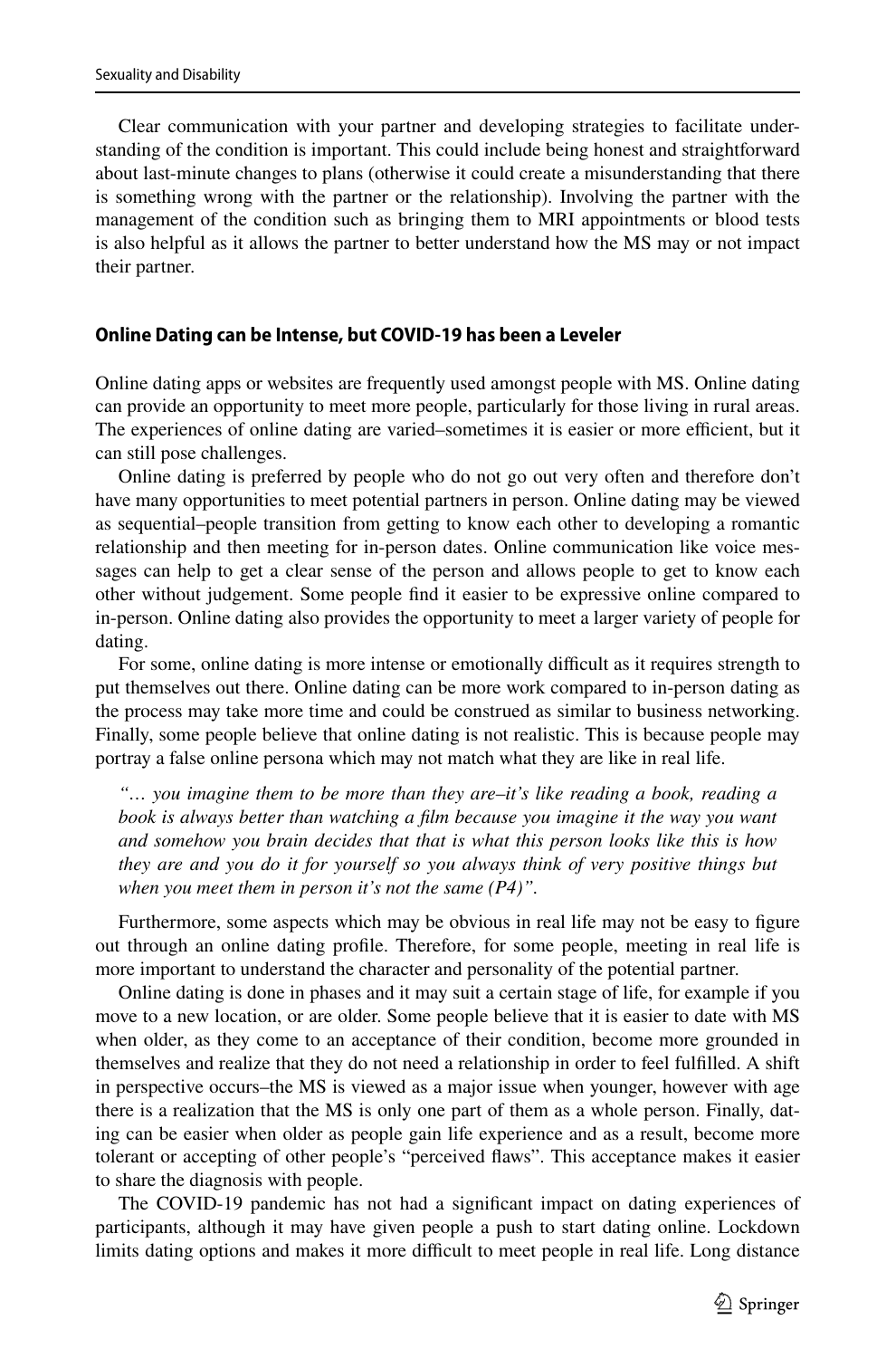Clear communication with your partner and developing strategies to facilitate understanding of the condition is important. This could include being honest and straightforward about last-minute changes to plans (otherwise it could create a misunderstanding that there is something wrong with the partner or the relationship). Involving the partner with the management of the condition such as bringing them to MRI appointments or blood tests is also helpful as it allows the partner to better understand how the MS may or not impact their partner.

### Online Dating can be Intense, but COVID-19 has been a Leveler

Online dating apps or websites are frequently used amongst people with MS. Online dating can provide an opportunity to meet more people, particularly for those living in rural areas. The experiences of online dating are varied–sometimes it is easier or more efficient, but it can still pose challenges.

Online dating is preferred by people who do not go out very often and therefore don't have many opportunities to meet potential partners in person. Online dating may be viewed as sequential–people transition from getting to know each other to developing a romantic relationship and then meeting for in-person dates. Online communication like voice messages can help to get a clear sense of the person and allows people to get to know each other without judgement. Some people find it easier to be expressive online compared to in-person. Online dating also provides the opportunity to meet a larger variety of people for dating.

For some, online dating is more intense or emotionally difficult as it requires strength to put themselves out there. Online dating can be more work compared to in-person dating as the process may take more time and could be construed as similar to business networking. Finally, some people believe that online dating is not realistic. This is because people may portray a false online persona which may not match what they are like in real life.

> *"… you imagine them to be more than they are–it's like reading a book, reading a book is always better than watching a film because you imagine it the way you want and somehow you brain decides that that is what this person looks like this is how they are and you do it for yourself so you always think of very positive things but when you meet them in person it's not the same (P4)".*

Furthermore, some aspects which may be obvious in real life may not be easy to figure out through an online dating profile. Therefore, for some people, meeting in real life is more important to understand the character and personality of the potential partner.

Online dating is done in phases and it may suit a certain stage of life, for example if you move to a new location, or are older. Some people believe that it is easier to date with MS when older, as they come to an acceptance of their condition, become more grounded in themselves and realize that they do not need a relationship in order to feel fulfilled. A shift in perspective occurs–the MS is viewed as a major issue when younger, however with age there is a realization that the MS is only one part of them as a whole person. Finally, dating can be easier when older as people gain life experience and as a result, become more tolerant or accepting of other people's "perceived flaws". This acceptance makes it easier to share the diagnosis with people.

The COVID-19 pandemic has not had a significant impact on dating experiences of participants, although it may have given people a push to start dating online. Lockdown limits dating options and makes it more difficult to meet people in real life. Long distance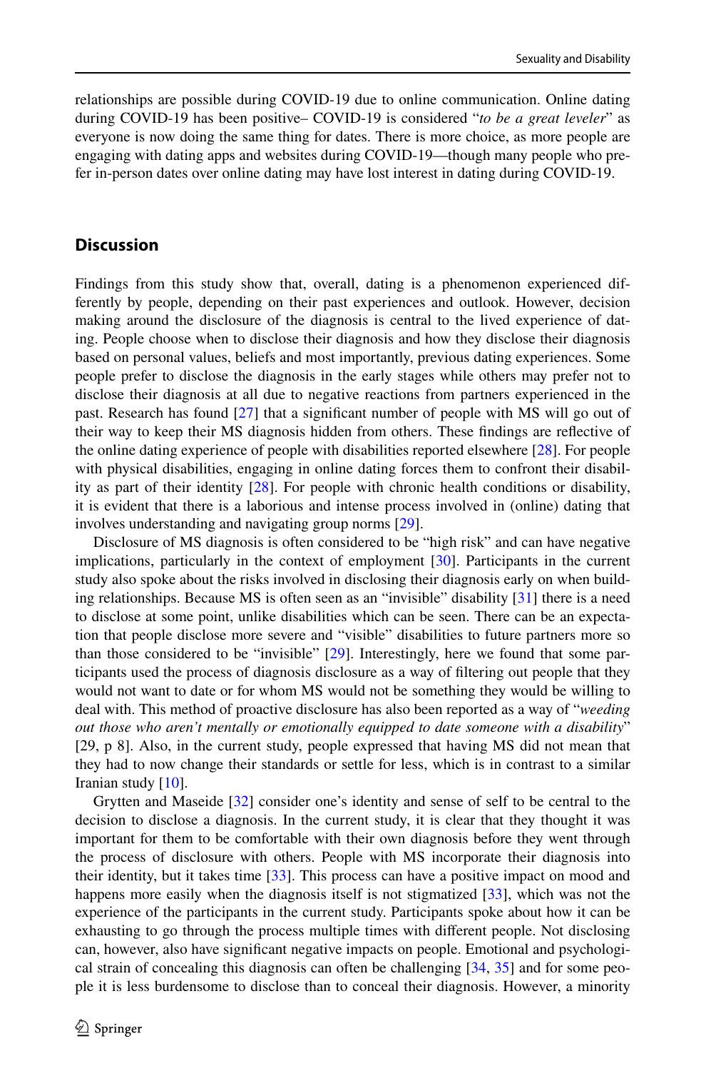relationships are possible during COVID-19 due to online communication. Online dating during COVID-19 has been positive– COVID-19 is considered "*to be a great leveler*" as everyone is now doing the same thing for dates. There is more choice, as more people are engaging with dating apps and websites during COVID-19—though many people who prefer in-person dates over online dating may have lost interest in dating during COVID-19.

## Discussion

Findings from this study show that, overall, dating is a phenomenon experienced differently by people, depending on their past experiences and outlook. However, decision making around the disclosure of the diagnosis is central to the lived experience of dating. People choose when to disclose their diagnosis and how they disclose their diagnosis based on personal values, beliefs and most importantly, previous dating experiences. Some people prefer to disclose the diagnosis in the early stages while others may prefer not to disclose their diagnosis at all due to negative reactions from partners experienced in the past. Research has found [27] that a significant number of people with MS will go out of their way to keep their MS diagnosis hidden from others. These findings are reflective of the online dating experience of people with disabilities reported elsewhere [28]. For people with physical disabilities, engaging in online dating forces them to confront their disability as part of their identity [28]. For people with chronic health conditions or disability, it is evident that there is a laborious and intense process involved in (online) dating that involves understanding and navigating group norms [29].

Disclosure of MS diagnosis is often considered to be "high risk" and can have negative implications, particularly in the context of employment [30]. Participants in the current study also spoke about the risks involved in disclosing their diagnosis early on when building relationships. Because MS is often seen as an "invisible" disability [31] there is a need to disclose at some point, unlike disabilities which can be seen. There can be an expectation that people disclose more severe and "visible" disabilities to future partners more so than those considered to be "invisible" [29]. Interestingly, here we found that some participants used the process of diagnosis disclosure as a way of filtering out people that they would not want to date or for whom MS would not be something they would be willing to deal with. This method of proactive disclosure has also been reported as a way of "*weeding out those who aren't mentally or emotionally equipped to date someone with a disability*" [29, p 8]. Also, in the current study, people expressed that having MS did not mean that they had to now change their standards or settle for less, which is in contrast to a similar Iranian study [10].

Grytten and Maseide [32] consider one's identity and sense of self to be central to the decision to disclose a diagnosis. In the current study, it is clear that they thought it was important for them to be comfortable with their own diagnosis before they went through the process of disclosure with others. People with MS incorporate their diagnosis into their identity, but it takes time [33]. This process can have a positive impact on mood and happens more easily when the diagnosis itself is not stigmatized [33], which was not the experience of the participants in the current study. Participants spoke about how it can be exhausting to go through the process multiple times with different people. Not disclosing can, however, also have significant negative impacts on people. Emotional and psychological strain of concealing this diagnosis can often be challenging [34, 35] and for some people it is less burdensome to disclose than to conceal their diagnosis. However, a minority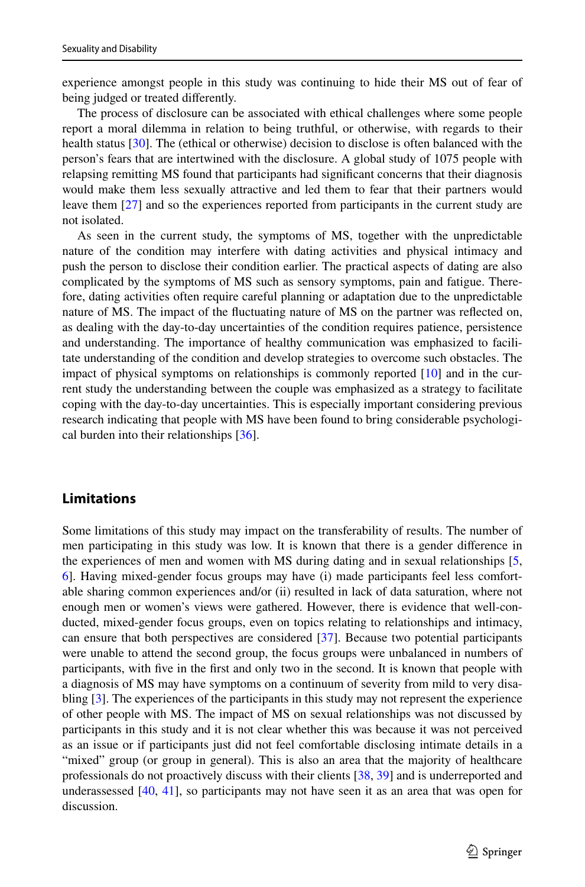experience amongst people in this study was continuing to hide their MS out of fear of being judged or treated differently.

The process of disclosure can be associated with ethical challenges where some people report a moral dilemma in relation to being truthful, or otherwise, with regards to their health status [30]. The (ethical or otherwise) decision to disclose is often balanced with the person's fears that are intertwined with the disclosure. A global study of 1075 people with relapsing remitting MS found that participants had significant concerns that their diagnosis would make them less sexually attractive and led them to fear that their partners would leave them [27] and so the experiences reported from participants in the current study are not isolated.

As seen in the current study, the symptoms of MS, together with the unpredictable nature of the condition may interfere with dating activities and physical intimacy and push the person to disclose their condition earlier. The practical aspects of dating are also complicated by the symptoms of MS such as sensory symptoms, pain and fatigue. Therefore, dating activities often require careful planning or adaptation due to the unpredictable nature of MS. The impact of the fluctuating nature of MS on the partner was reflected on, as dealing with the day-to-day uncertainties of the condition requires patience, persistence and understanding. The importance of healthy communication was emphasized to facilitate understanding of the condition and develop strategies to overcome such obstacles. The impact of physical symptoms on relationships is commonly reported [10] and in the current study the understanding between the couple was emphasized as a strategy to facilitate coping with the day-to-day uncertainties. This is especially important considering previous research indicating that people with MS have been found to bring considerable psychological burden into their relationships [36].

## Limitations

Some limitations of this study may impact on the transferability of results. The number of men participating in this study was low. It is known that there is a gender difference in the experiences of men and women with MS during dating and in sexual relationships [5, 6]. Having mixed-gender focus groups may have (i) made participants feel less comfortable sharing common experiences and/or (ii) resulted in lack of data saturation, where not enough men or women's views were gathered. However, there is evidence that well-conducted, mixed-gender focus groups, even on topics relating to relationships and intimacy, can ensure that both perspectives are considered [37]. Because two potential participants were unable to attend the second group, the focus groups were unbalanced in numbers of participants, with five in the first and only two in the second. It is known that people with a diagnosis of MS may have symptoms on a continuum of severity from mild to very disabling [3]. The experiences of the participants in this study may not represent the experience of other people with MS. The impact of MS on sexual relationships was not discussed by participants in this study and it is not clear whether this was because it was not perceived as an issue or if participants just did not feel comfortable disclosing intimate details in a "mixed" group (or group in general). This is also an area that the majority of healthcare professionals do not proactively discuss with their clients [38, 39] and is underreported and underassessed [40, 41], so participants may not have seen it as an area that was open for discussion.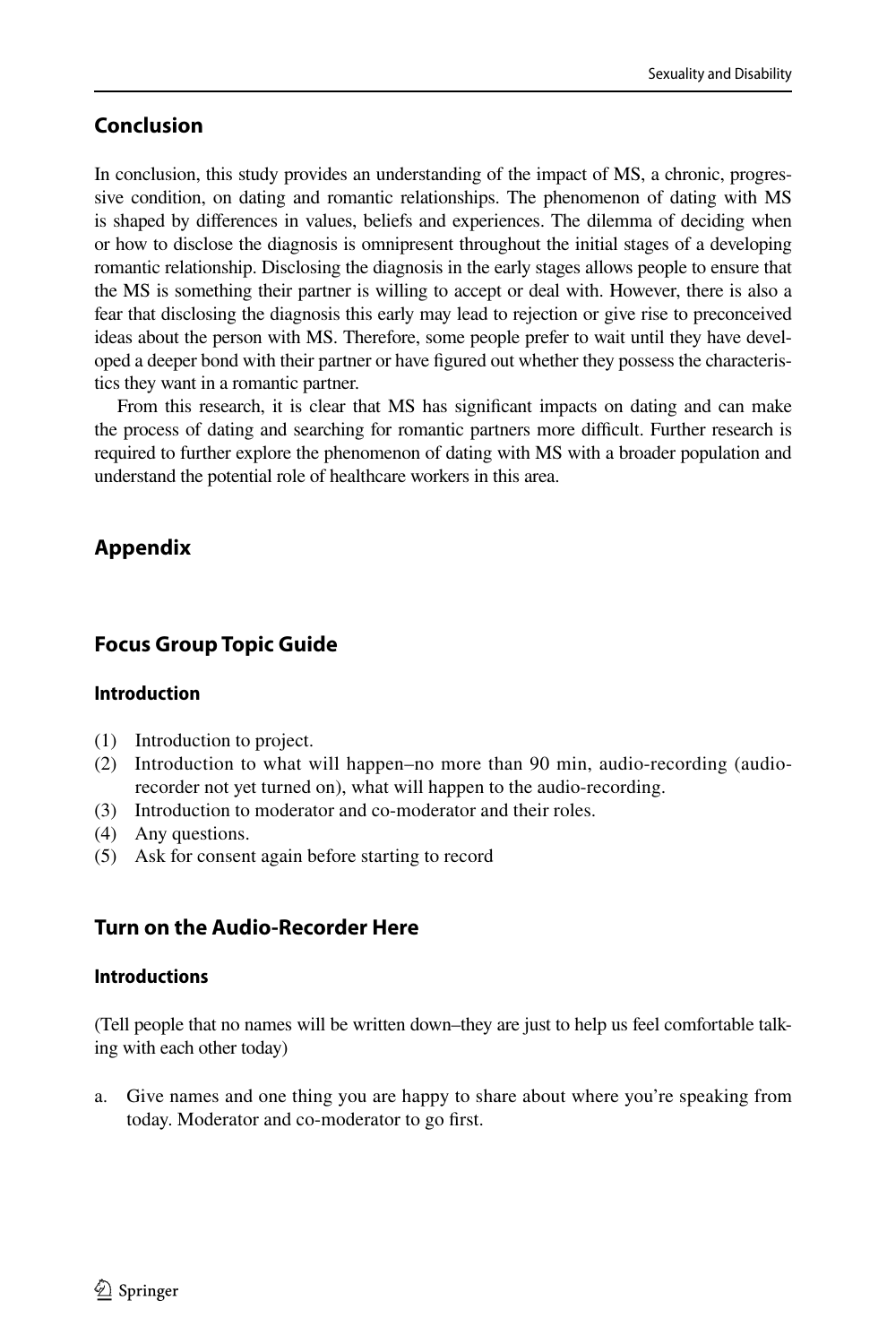## Conclusion

In conclusion, this study provides an understanding of the impact of MS, a chronic, progressive condition, on dating and romantic relationships. The phenomenon of dating with MS is shaped by differences in values, beliefs and experiences. The dilemma of deciding when or how to disclose the diagnosis is omnipresent throughout the initial stages of a developing romantic relationship. Disclosing the diagnosis in the early stages allows people to ensure that the MS is something their partner is willing to accept or deal with. However, there is also a fear that disclosing the diagnosis this early may lead to rejection or give rise to preconceived ideas about the person with MS. Therefore, some people prefer to wait until they have developed a deeper bond with their partner or have figured out whether they possess the characteristics they want in a romantic partner.

From this research, it is clear that MS has significant impacts on dating and can make the process of dating and searching for romantic partners more difficult. Further research is required to further explore the phenomenon of dating with MS with a broader population and understand the potential role of healthcare workers in this area.

## Appendix

## Focus Group Topic Guide

### Introduction

(1) Introduction to project.
(2) Introduction to what will happen–no more than 90 min, audio-recording (audio-recorder not yet turned on), what will happen to the audio-recording.
(3) Introduction to moderator and co-moderator and their roles.
(4) Any questions.
(5) Ask for consent again before starting to record

## Turn on the Audio-Recorder Here

### Introductions

(Tell people that no names will be written down–they are just to help us feel comfortable talking with each other today)

a. Give names and one thing you are happy to share about where you're speaking from today. Moderator and co-moderator to go first.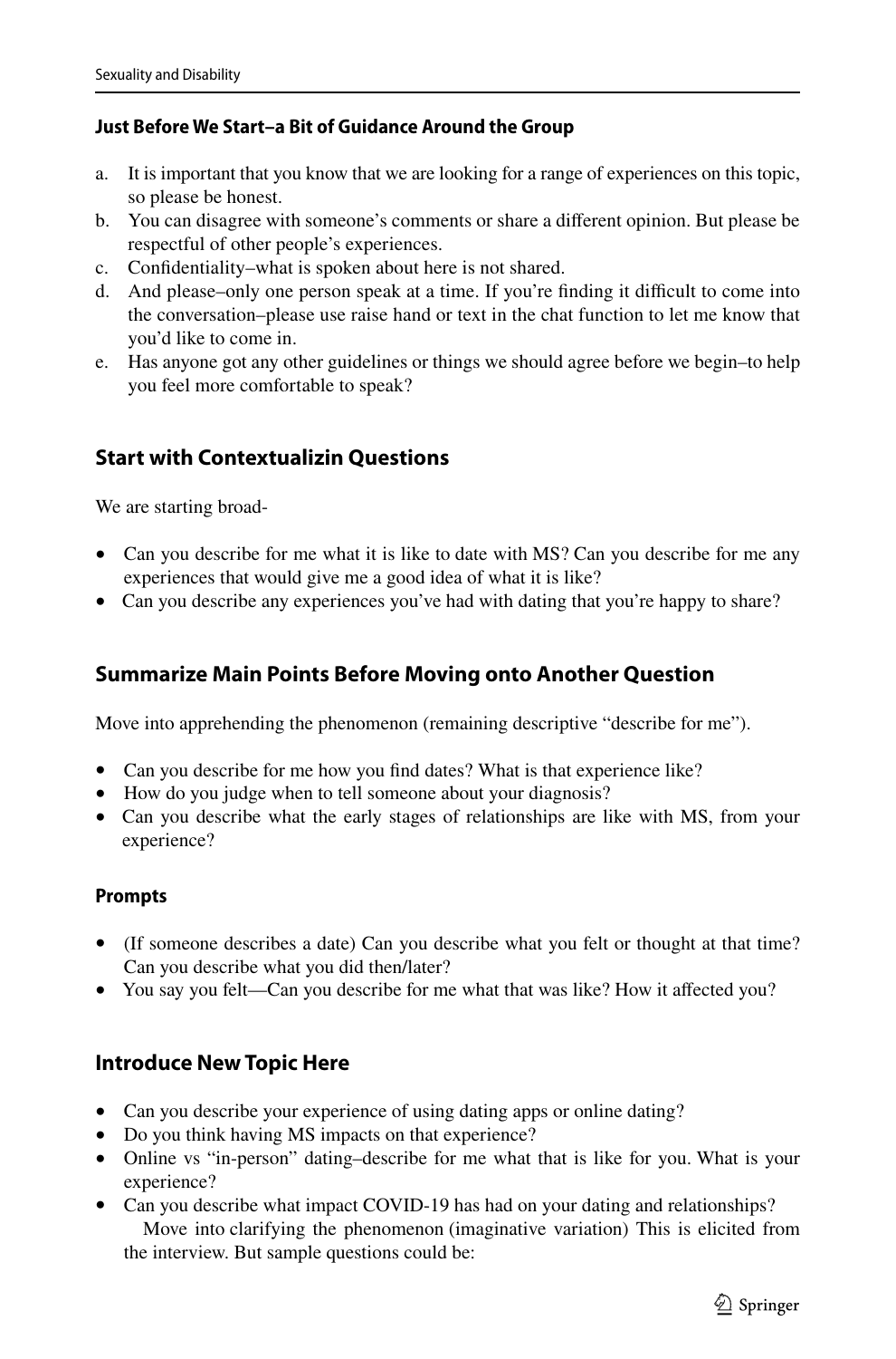### Just Before We Start–a Bit of Guidance Around the Group

a. It is important that you know that we are looking for a range of experiences on this topic, so please be honest.
b. You can disagree with someone's comments or share a different opinion. But please be respectful of other people's experiences.
c. Confidentiality–what is spoken about here is not shared.
d. And please–only one person speak at a time. If you're finding it difficult to come into the conversation–please use raise hand or text in the chat function to let me know that you'd like to come in.
e. Has anyone got any other guidelines or things we should agree before we begin–to help you feel more comfortable to speak?

## Start with Contextualizin Questions

We are starting broad-

- Can you describe for me what it is like to date with MS? Can you describe for me any experiences that would give me a good idea of what it is like?
- Can you describe any experiences you've had with dating that you're happy to share?

## Summarize Main Points Before Moving onto Another Question

Move into apprehending the phenomenon (remaining descriptive "describe for me").

- Can you describe for me how you find dates? What is that experience like?
- How do you judge when to tell someone about your diagnosis?
- Can you describe what the early stages of relationships are like with MS, from your experience?

### Prompts

- (If someone describes a date) Can you describe what you felt or thought at that time? Can you describe what you did then/later?
- You say you felt—Can you describe for me what that was like? How it affected you?

## Introduce New Topic Here

- Can you describe your experience of using dating apps or online dating?
- Do you think having MS impacts on that experience?
- Online vs "in-person" dating–describe for me what that is like for you. What is your experience?
- Can you describe what impact COVID-19 has had on your dating and relationships?
  Move into clarifying the phenomenon (imaginative variation) This is elicited from the interview. But sample questions could be: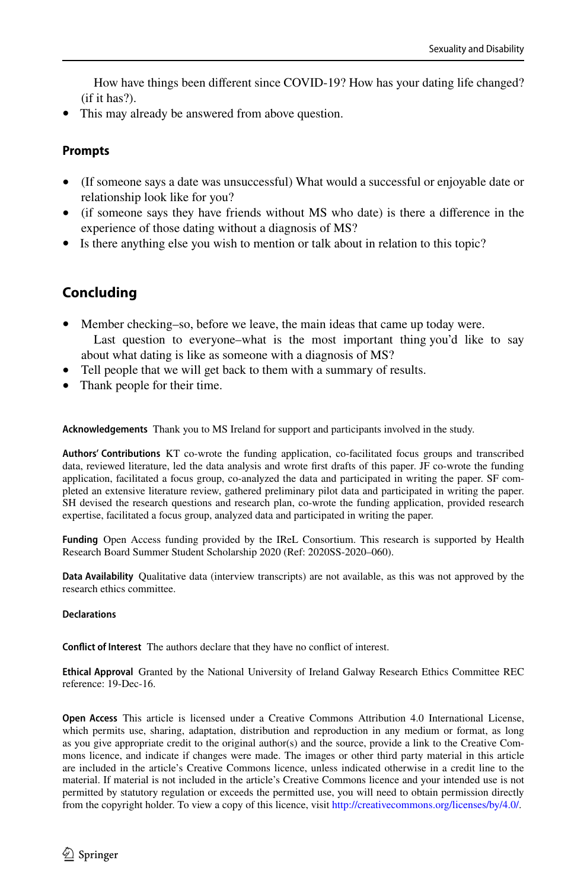How have things been different since COVID-19? How has your dating life changed? (if it has?).

- This may already be answered from above question.

### Prompts

- (If someone says a date was unsuccessful) What would a successful or enjoyable date or relationship look like for you?
- (if someone says they have friends without MS who date) is there a difference in the experience of those dating without a diagnosis of MS?
- Is there anything else you wish to mention or talk about in relation to this topic?

## Concluding

- Member checking–so, before we leave, the main ideas that came up today were.
  Last question to everyone–what is the most important thing you'd like to say about what dating is like as someone with a diagnosis of MS?
- Tell people that we will get back to them with a summary of results.
- Thank people for their time.

**Acknowledgements** Thank you to MS Ireland for support and participants involved in the study.

**Authors' Contributions** KT co-wrote the funding application, co-facilitated focus groups and transcribed data, reviewed literature, led the data analysis and wrote first drafts of this paper. JF co-wrote the funding application, facilitated a focus group, co-analyzed the data and participated in writing the paper. SF completed an extensive literature review, gathered preliminary pilot data and participated in writing the paper. SH devised the research questions and research plan, co-wrote the funding application, provided research expertise, facilitated a focus group, analyzed data and participated in writing the paper.

**Funding** Open Access funding provided by the IReL Consortium. This research is supported by Health Research Board Summer Student Scholarship 2020 (Ref: 2020SS-2020–060).

**Data Availability** Qualitative data (interview transcripts) are not available, as this was not approved by the research ethics committee.

**Declarations**

**Conflict of Interest** The authors declare that they have no conflict of interest.

**Ethical Approval** Granted by the National University of Ireland Galway Research Ethics Committee REC reference: 19-Dec-16.

**Open Access** This article is licensed under a Creative Commons Attribution 4.0 International License, which permits use, sharing, adaptation, distribution and reproduction in any medium or format, as long as you give appropriate credit to the original author(s) and the source, provide a link to the Creative Commons licence, and indicate if changes were made. The images or other third party material in this article are included in the article's Creative Commons licence, unless indicated otherwise in a credit line to the material. If material is not included in the article's Creative Commons licence and your intended use is not permitted by statutory regulation or exceeds the permitted use, you will need to obtain permission directly from the copyright holder. To view a copy of this licence, visit http://creativecommons.org/licenses/by/4.0/.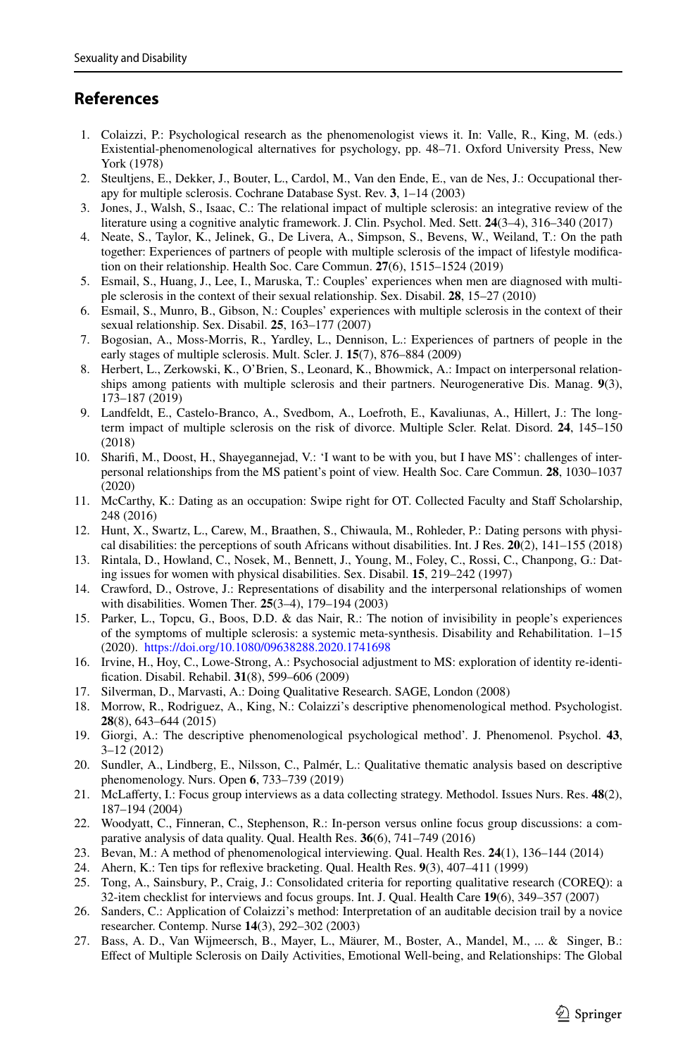## References

1. Colaizzi, P.: Psychological research as the phenomenologist views it. In: Valle, R., King, M. (eds.) Existential-phenomenological alternatives for psychology, pp. 48–71. Oxford University Press, New York (1978)
2. Steultjens, E., Dekker, J., Bouter, L., Cardol, M., Van den Ende, E., van de Nes, J.: Occupational therapy for multiple sclerosis. Cochrane Database Syst. Rev. **3**, 1–14 (2003)
3. Jones, J., Walsh, S., Isaac, C.: The relational impact of multiple sclerosis: an integrative review of the literature using a cognitive analytic framework. J. Clin. Psychol. Med. Sett. **24**(3–4), 316–340 (2017)
4. Neate, S., Taylor, K., Jelinek, G., De Livera, A., Simpson, S., Bevens, W., Weiland, T.: On the path together: Experiences of partners of people with multiple sclerosis of the impact of lifestyle modification on their relationship. Health Soc. Care Commun. **27**(6), 1515–1524 (2019)
5. Esmail, S., Huang, J., Lee, I., Maruska, T.: Couples' experiences when men are diagnosed with multiple sclerosis in the context of their sexual relationship. Sex. Disabil. **28**, 15–27 (2010)
6. Esmail, S., Munro, B., Gibson, N.: Couples' experiences with multiple sclerosis in the context of their sexual relationship. Sex. Disabil. **25**, 163–177 (2007)
7. Bogosian, A., Moss-Morris, R., Yardley, L., Dennison, L.: Experiences of partners of people in the early stages of multiple sclerosis. Mult. Scler. J. **15**(7), 876–884 (2009)
8. Herbert, L., Zerkowski, K., O'Brien, S., Leonard, K., Bhowmick, A.: Impact on interpersonal relationships among patients with multiple sclerosis and their partners. Neurogenerative Dis. Manag. **9**(3), 173–187 (2019)
9. Landfeldt, E., Castelo-Branco, A., Svedbom, A., Loefroth, E., Kavaliunas, A., Hillert, J.: The long-term impact of multiple sclerosis on the risk of divorce. Multiple Scler. Relat. Disord. **24**, 145–150 (2018)
10. Sharifi, M., Doost, H., Shayegannejad, V.: 'I want to be with you, but I have MS': challenges of interpersonal relationships from the MS patient's point of view. Health Soc. Care Commun. **28**, 1030–1037 (2020)
11. McCarthy, K.: Dating as an occupation: Swipe right for OT. Collected Faculty and Staff Scholarship, 248 (2016)
12. Hunt, X., Swartz, L., Carew, M., Braathen, S., Chiwaula, M., Rohleder, P.: Dating persons with physical disabilities: the perceptions of south Africans without disabilities. Int. J Res. **20**(2), 141–155 (2018)
13. Rintala, D., Howland, C., Nosek, M., Bennett, J., Young, M., Foley, C., Rossi, C., Chanpong, G.: Dating issues for women with physical disabilities. Sex. Disabil. **15**, 219–242 (1997)
14. Crawford, D., Ostrove, J.: Representations of disability and the interpersonal relationships of women with disabilities. Women Ther. **25**(3–4), 179–194 (2003)
15. Parker, L., Topcu, G., Boos, D.D. & das Nair, R.: The notion of invisibility in people's experiences of the symptoms of multiple sclerosis: a systemic meta-synthesis. Disability and Rehabilitation. 1–15 (2020). https://doi.org/10.1080/09638288.2020.1741698
16. Irvine, H., Hoy, C., Lowe-Strong, A.: Psychosocial adjustment to MS: exploration of identity re-identification. Disabil. Rehabil. **31**(8), 599–606 (2009)
17. Silverman, D., Marvasti, A.: Doing Qualitative Research. SAGE, London (2008)
18. Morrow, R., Rodriguez, A., King, N.: Colaizzi's descriptive phenomenological method. Psychologist. **28**(8), 643–644 (2015)
19. Giorgi, A.: The descriptive phenomenological psychological method'. J. Phenomenol. Psychol. **43**, 3–12 (2012)
20. Sundler, A., Lindberg, E., Nilsson, C., Palmér, L.: Qualitative thematic analysis based on descriptive phenomenology. Nurs. Open **6**, 733–739 (2019)
21. McLafferty, I.: Focus group interviews as a data collecting strategy. Methodol. Issues Nurs. Res. **48**(2), 187–194 (2004)
22. Woodyatt, C., Finneran, C., Stephenson, R.: In-person versus online focus group discussions: a comparative analysis of data quality. Qual. Health Res. **36**(6), 741–749 (2016)
23. Bevan, M.: A method of phenomenological interviewing. Qual. Health Res. **24**(1), 136–144 (2014)
24. Ahern, K.: Ten tips for reflexive bracketing. Qual. Health Res. **9**(3), 407–411 (1999)
25. Tong, A., Sainsbury, P., Craig, J.: Consolidated criteria for reporting qualitative research (COREQ): a 32-item checklist for interviews and focus groups. Int. J. Qual. Health Care **19**(6), 349–357 (2007)
26. Sanders, C.: Application of Colaizzi's method: Interpretation of an auditable decision trail by a novice researcher. Contemp. Nurse **14**(3), 292–302 (2003)
27. Bass, A. D., Van Wijmeersch, B., Mayer, L., Mäurer, M., Boster, A., Mandel, M., ... & Singer, B.: Effect of Multiple Sclerosis on Daily Activities, Emotional Well-being, and Relationships: The Global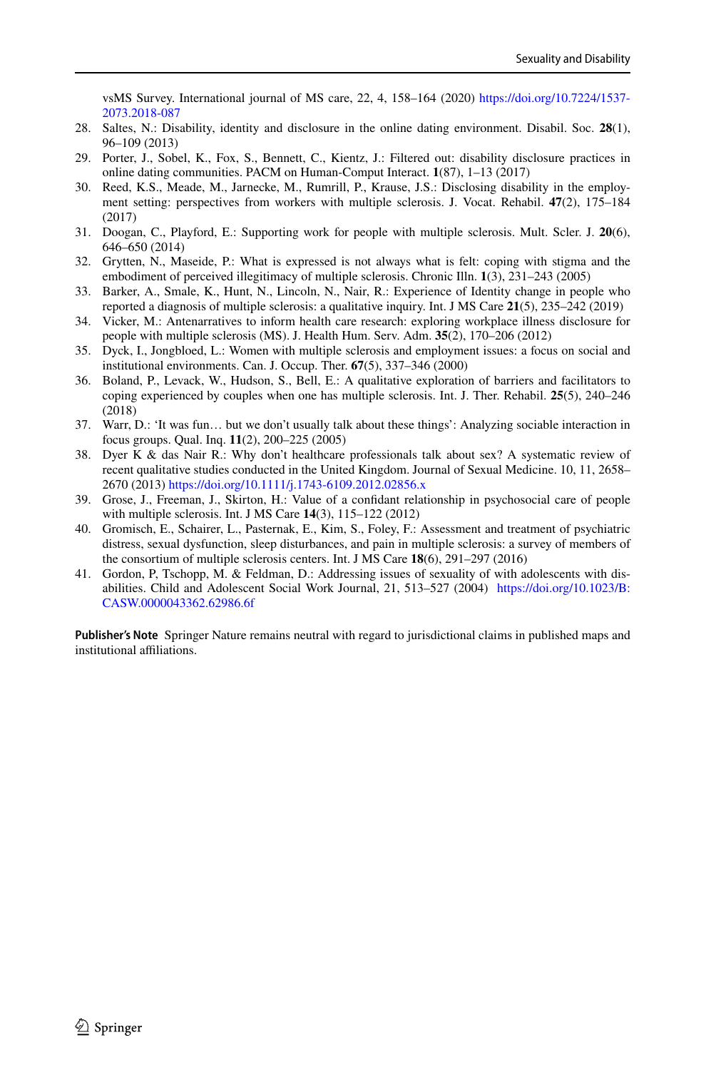vsMS Survey. International journal of MS care, 22, 4, 158–164 (2020) https://doi.org/10.7224/1537-2073.2018-087

28. Saltes, N.: Disability, identity and disclosure in the online dating environment. Disabil. Soc. **28**(1), 96–109 (2013)
29. Porter, J., Sobel, K., Fox, S., Bennett, C., Kientz, J.: Filtered out: disability disclosure practices in online dating communities. PACM on Human-Comput Interact. **1**(87), 1–13 (2017)
30. Reed, K.S., Meade, M., Jarnecke, M., Rumrill, P., Krause, J.S.: Disclosing disability in the employment setting: perspectives from workers with multiple sclerosis. J. Vocat. Rehabil. **47**(2), 175–184 (2017)
31. Doogan, C., Playford, E.: Supporting work for people with multiple sclerosis. Mult. Scler. J. **20**(6), 646–650 (2014)
32. Grytten, N., Maseide, P.: What is expressed is not always what is felt: coping with stigma and the embodiment of perceived illegitimacy of multiple sclerosis. Chronic Illn. **1**(3), 231–243 (2005)
33. Barker, A., Smale, K., Hunt, N., Lincoln, N., Nair, R.: Experience of Identity change in people who reported a diagnosis of multiple sclerosis: a qualitative inquiry. Int. J MS Care **21**(5), 235–242 (2019)
34. Vicker, M.: Antenarratives to inform health care research: exploring workplace illness disclosure for people with multiple sclerosis (MS). J. Health Hum. Serv. Adm. **35**(2), 170–206 (2012)
35. Dyck, I., Jongbloed, L.: Women with multiple sclerosis and employment issues: a focus on social and institutional environments. Can. J. Occup. Ther. **67**(5), 337–346 (2000)
36. Boland, P., Levack, W., Hudson, S., Bell, E.: A qualitative exploration of barriers and facilitators to coping experienced by couples when one has multiple sclerosis. Int. J. Ther. Rehabil. **25**(5), 240–246 (2018)
37. Warr, D.: 'It was fun… but we don't usually talk about these things': Analyzing sociable interaction in focus groups. Qual. Inq. **11**(2), 200–225 (2005)
38. Dyer K & das Nair R.: Why don't healthcare professionals talk about sex? A systematic review of recent qualitative studies conducted in the United Kingdom. Journal of Sexual Medicine. 10, 11, 2658–2670 (2013) https://doi.org/10.1111/j.1743-6109.2012.02856.x
39. Grose, J., Freeman, J., Skirton, H.: Value of a confidant relationship in psychosocial care of people with multiple sclerosis. Int. J MS Care **14**(3), 115–122 (2012)
40. Gromisch, E., Schairer, L., Pasternak, E., Kim, S., Foley, F.: Assessment and treatment of psychiatric distress, sexual dysfunction, sleep disturbances, and pain in multiple sclerosis: a survey of members of the consortium of multiple sclerosis centers. Int. J MS Care **18**(6), 291–297 (2016)
41. Gordon, P, Tschopp, M. & Feldman, D.: Addressing issues of sexuality of with adolescents with disabilities. Child and Adolescent Social Work Journal, 21, 513–527 (2004) https://doi.org/10.1023/B:CASW.0000043362.62986.6f

**Publisher's Note** Springer Nature remains neutral with regard to jurisdictional claims in published maps and institutional affiliations.